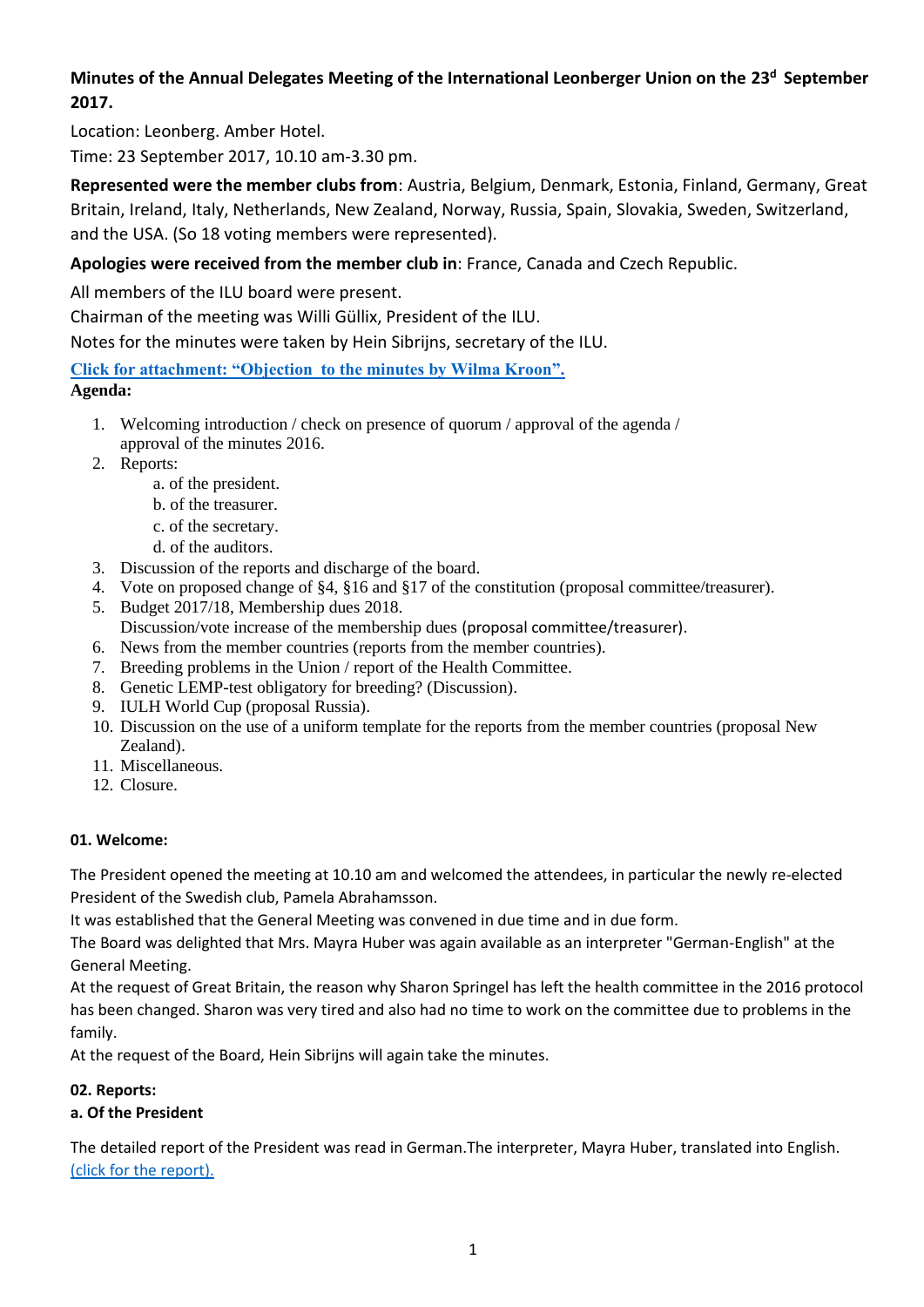**Minutes of the Annual Delegates Meeting of the International Leonberger Union on the 23d September 2017.**

Location: Leonberg. Amber Hotel.

Time: 23 September 2017, 10.10 am-3.30 pm.

**Represented were the member clubs from**: Austria, Belgium, Denmark, Estonia, Finland, Germany, Great Britain, Ireland, Italy, Netherlands, New Zealand, Norway, Russia, Spain, Slovakia, Sweden, Switzerland, and the USA. (So 18 voting members were represented).

**Apologies were received from the member club in**: France, Canada and Czech Republic.

All members of the ILU board were present.

Chairman of the meeting was Willi Güllix, President of the ILU.

Notes for the minutes were taken by Hein Sibrijns, secretary of the ILU.

Click for attachment: "Objection to the minutes by Wilma Kroon".

**Agenda:**

1. Welcoming introduction / check on presence of quorum / approval of the agenda / approval of the minutes 2016.
2. Reports:
   a. of the president.
   b. of the treasurer.
   c. of the secretary.
   d. of the auditors.
3. Discussion of the reports and discharge of the board.
4. Vote on proposed change of §4, §16 and §17 of the constitution (proposal committee/treasurer).
5. Budget 2017/18, Membership dues 2018.
   Discussion/vote increase of the membership dues (proposal committee/treasurer).
6. News from the member countries (reports from the member countries).
7. Breeding problems in the Union / report of the Health Committee.
8. Genetic LEMP-test obligatory for breeding? (Discussion).
9. IULH World Cup (proposal Russia).
10. Discussion on the use of a uniform template for the reports from the member countries (proposal New Zealand).
11. Miscellaneous.
12. Closure.

**01. Welcome:**

The President opened the meeting at 10.10 am and welcomed the attendees, in particular the newly re-elected President of the Swedish club, Pamela Abrahamsson.

It was established that the General Meeting was convened in due time and in due form.

The Board was delighted that Mrs. Mayra Huber was again available as an interpreter "German-English" at the General Meeting.

At the request of Great Britain, the reason why Sharon Springel has left the health committee in the 2016 protocol has been changed. Sharon was very tired and also had no time to work on the committee due to problems in the family.

At the request of the Board, Hein Sibrijns will again take the minutes.

**02. Reports:**

**a. Of the President**

The detailed report of the President was read in German.The interpreter, Mayra Huber, translated into English. (click for the report).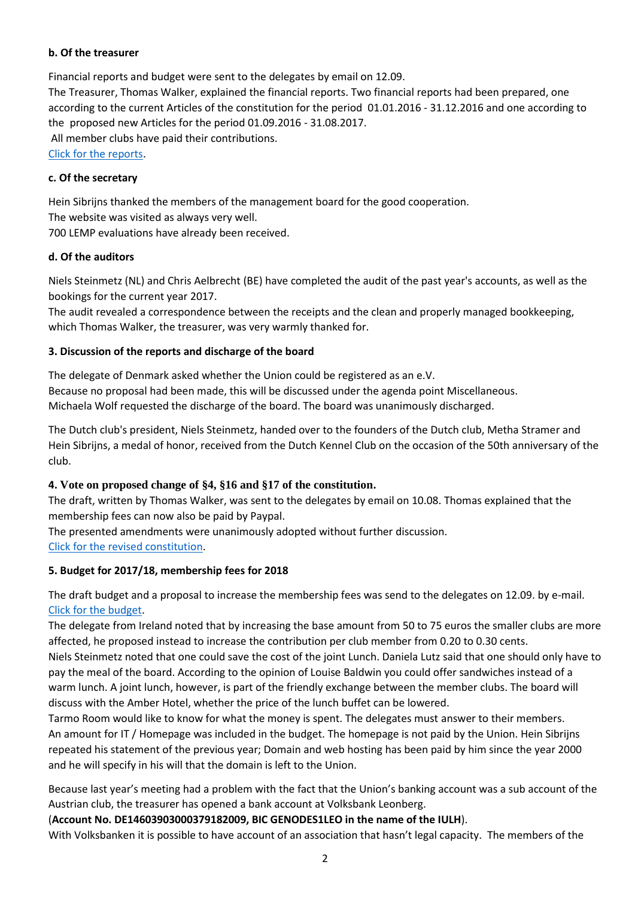### b. Of the treasurer

Financial reports and budget were sent to the delegates by email on 12.09.

The Treasurer, Thomas Walker, explained the financial reports. Two financial reports had been prepared, one according to the current Articles of the constitution for the period 01.01.2016 - 31.12.2016 and one according to the proposed new Articles for the period 01.09.2016 - 31.08.2017.

All member clubs have paid their contributions.

Click for the reports.

### c. Of the secretary

Hein Sibrijns thanked the members of the management board for the good cooperation.

The website was visited as always very well.

700 LEMP evaluations have already been received.

### d. Of the auditors

Niels Steinmetz (NL) and Chris Aelbrecht (BE) have completed the audit of the past year's accounts, as well as the bookings for the current year 2017.

The audit revealed a correspondence between the receipts and the clean and properly managed bookkeeping, which Thomas Walker, the treasurer, was very warmly thanked for.

### 3. Discussion of the reports and discharge of the board

The delegate of Denmark asked whether the Union could be registered as an e.V.

Because no proposal had been made, this will be discussed under the agenda point Miscellaneous.

Michaela Wolf requested the discharge of the board. The board was unanimously discharged.

The Dutch club's president, Niels Steinmetz, handed over to the founders of the Dutch club, Metha Stramer and Hein Sibrijns, a medal of honor, received from the Dutch Kennel Club on the occasion of the 50th anniversary of the club.

### 4. Vote on proposed change of §4, §16 and §17 of the constitution.

The draft, written by Thomas Walker, was sent to the delegates by email on 10.08. Thomas explained that the membership fees can now also be paid by Paypal.

The presented amendments were unanimously adopted without further discussion.

Click for the revised constitution.

### 5. Budget for 2017/18, membership fees for 2018

The draft budget and a proposal to increase the membership fees was send to the delegates on 12.09. by e-mail.

Click for the budget.

The delegate from Ireland noted that by increasing the base amount from 50 to 75 euros the smaller clubs are more affected, he proposed instead to increase the contribution per club member from 0.20 to 0.30 cents.

Niels Steinmetz noted that one could save the cost of the joint Lunch. Daniela Lutz said that one should only have to pay the meal of the board. According to the opinion of Louise Baldwin you could offer sandwiches instead of a warm lunch. A joint lunch, however, is part of the friendly exchange between the member clubs. The board will discuss with the Amber Hotel, whether the price of the lunch buffet can be lowered.

Tarmo Room would like to know for what the money is spent. The delegates must answer to their members.

An amount for IT / Homepage was included in the budget. The homepage is not paid by the Union. Hein Sibrijns repeated his statement of the previous year; Domain and web hosting has been paid by him since the year 2000 and he will specify in his will that the domain is left to the Union.

Because last year's meeting had a problem with the fact that the Union's banking account was a sub account of the Austrian club, the treasurer has opened a bank account at Volksbank Leonberg.

(**Account No. DE14603903000379182009, BIC GENODES1LEO in the name of the IULH**).

With Volksbanken it is possible to have account of an association that hasn't legal capacity. The members of the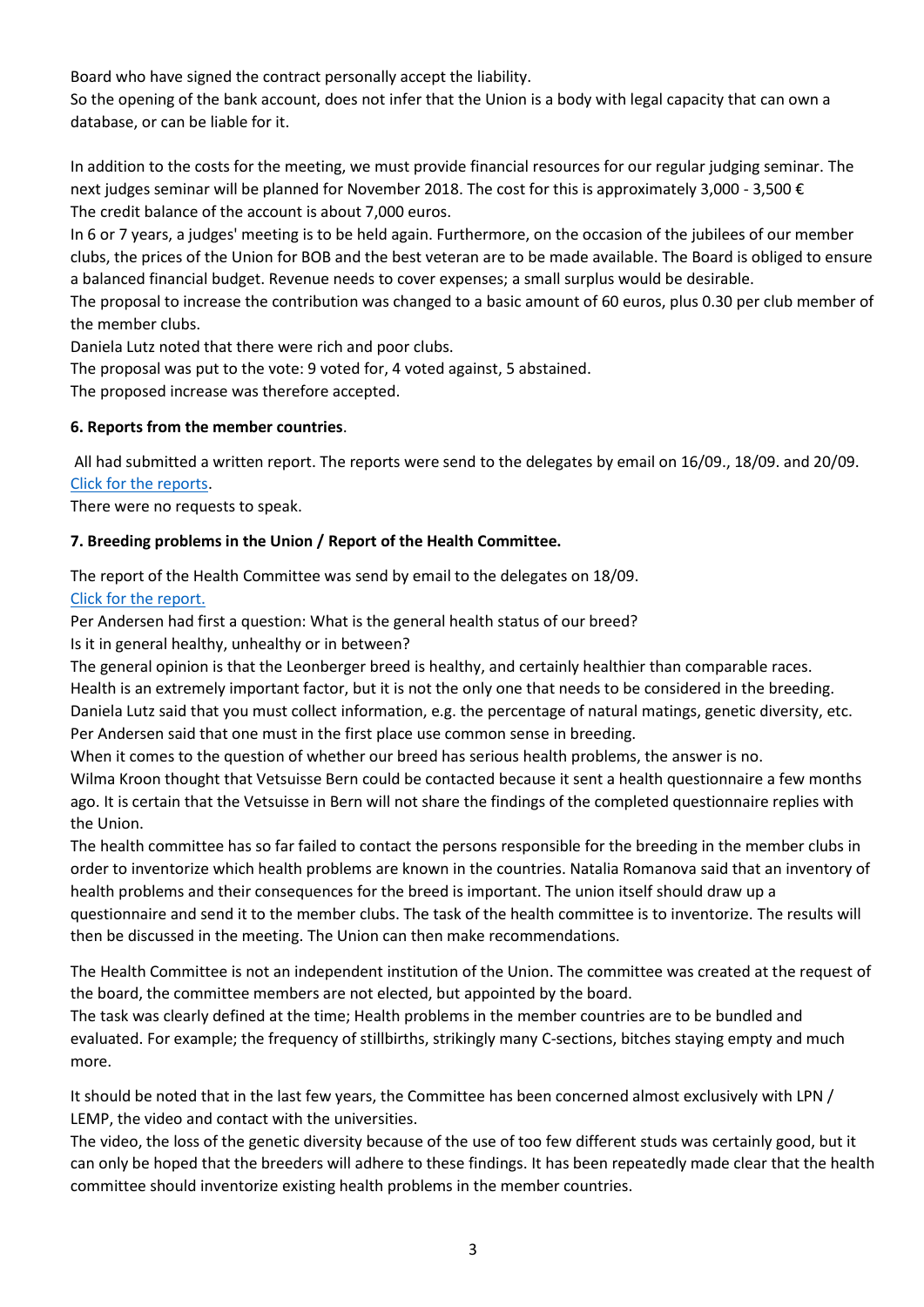Board who have signed the contract personally accept the liability.
So the opening of the bank account, does not infer that the Union is a body with legal capacity that can own a database, or can be liable for it.

In addition to the costs for the meeting, we must provide financial resources for our regular judging seminar. The next judges seminar will be planned for November 2018. The cost for this is approximately 3,000 - 3,500 €
The credit balance of the account is about 7,000 euros.
In 6 or 7 years, a judges' meeting is to be held again. Furthermore, on the occasion of the jubilees of our member clubs, the prices of the Union for BOB and the best veteran are to be made available. The Board is obliged to ensure a balanced financial budget. Revenue needs to cover expenses; a small surplus would be desirable.
The proposal to increase the contribution was changed to a basic amount of 60 euros, plus 0.30 per club member of the member clubs.
Daniela Lutz noted that there were rich and poor clubs.
The proposal was put to the vote: 9 voted for, 4 voted against, 5 abstained.
The proposed increase was therefore accepted.

**6. Reports from the member countries**.

All had submitted a written report. The reports were send to the delegates by email on 16/09., 18/09. and 20/09. [Click for the reports](#).
There were no requests to speak.

**7. Breeding problems in the Union / Report of the Health Committee.**

The report of the Health Committee was send by email to the delegates on 18/09.
[Click for the report.](#)
Per Andersen had first a question: What is the general health status of our breed?
Is it in general healthy, unhealthy or in between?
The general opinion is that the Leonberger breed is healthy, and certainly healthier than comparable races.
Health is an extremely important factor, but it is not the only one that needs to be considered in the breeding.
Daniela Lutz said that you must collect information, e.g. the percentage of natural matings, genetic diversity, etc.
Per Andersen said that one must in the first place use common sense in breeding.
When it comes to the question of whether our breed has serious health problems, the answer is no.
Wilma Kroon thought that Vetsuisse Bern could be contacted because it sent a health questionnaire a few months ago. It is certain that the Vetsuisse in Bern will not share the findings of the completed questionnaire replies with the Union.
The health committee has so far failed to contact the persons responsible for the breeding in the member clubs in order to inventorize which health problems are known in the countries. Natalia Romanova said that an inventory of health problems and their consequences for the breed is important. The union itself should draw up a questionnaire and send it to the member clubs. The task of the health committee is to inventorize. The results will then be discussed in the meeting. The Union can then make recommendations.

The Health Committee is not an independent institution of the Union. The committee was created at the request of the board, the committee members are not elected, but appointed by the board.
The task was clearly defined at the time; Health problems in the member countries are to be bundled and evaluated. For example; the frequency of stillbirths, strikingly many C-sections, bitches staying empty and much more.

It should be noted that in the last few years, the Committee has been concerned almost exclusively with LPN / LEMP, the video and contact with the universities.
The video, the loss of the genetic diversity because of the use of too few different studs was certainly good, but it can only be hoped that the breeders will adhere to these findings. It has been repeatedly made clear that the health committee should inventorize existing health problems in the member countries.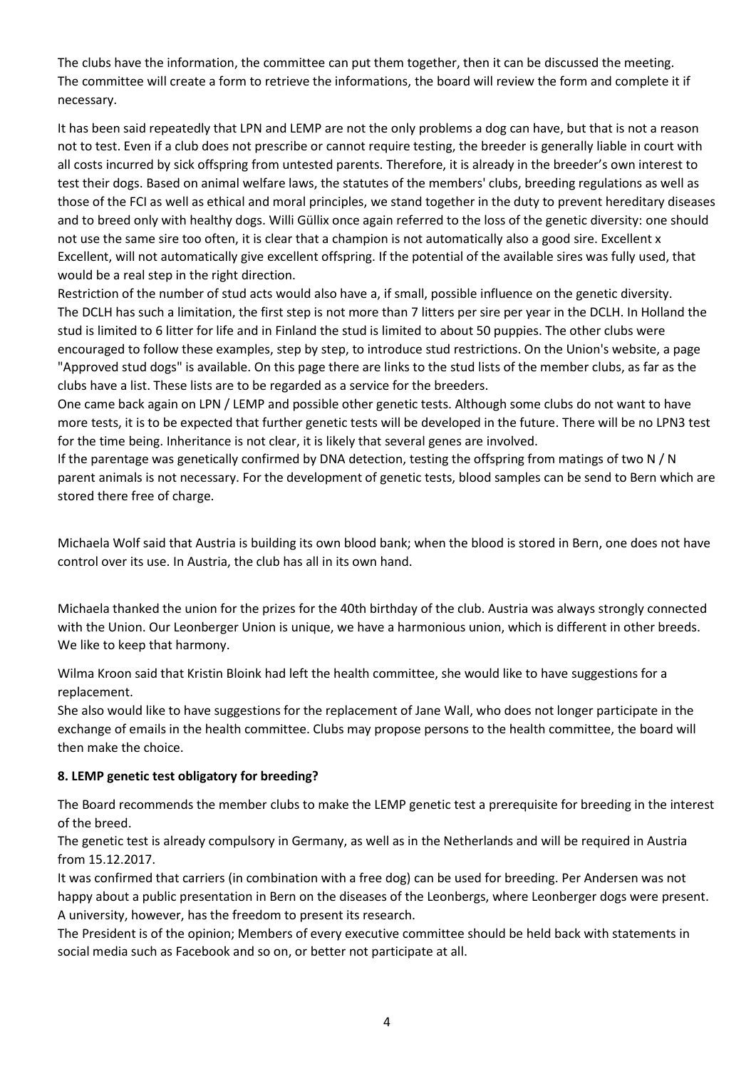The clubs have the information, the committee can put them together, then it can be discussed the meeting. The committee will create a form to retrieve the informations, the board will review the form and complete it if necessary.

It has been said repeatedly that LPN and LEMP are not the only problems a dog can have, but that is not a reason not to test. Even if a club does not prescribe or cannot require testing, the breeder is generally liable in court with all costs incurred by sick offspring from untested parents. Therefore, it is already in the breeder's own interest to test their dogs. Based on animal welfare laws, the statutes of the members' clubs, breeding regulations as well as those of the FCI as well as ethical and moral principles, we stand together in the duty to prevent hereditary diseases and to breed only with healthy dogs. Willi Güllix once again referred to the loss of the genetic diversity: one should not use the same sire too often, it is clear that a champion is not automatically also a good sire. Excellent x Excellent, will not automatically give excellent offspring. If the potential of the available sires was fully used, that would be a real step in the right direction.
Restriction of the number of stud acts would also have a, if small, possible influence on the genetic diversity. The DCLH has such a limitation, the first step is not more than 7 litters per sire per year in the DCLH. In Holland the stud is limited to 6 litter for life and in Finland the stud is limited to about 50 puppies. The other clubs were encouraged to follow these examples, step by step, to introduce stud restrictions. On the Union's website, a page "Approved stud dogs" is available. On this page there are links to the stud lists of the member clubs, as far as the clubs have a list. These lists are to be regarded as a service for the breeders.
One came back again on LPN / LEMP and possible other genetic tests. Although some clubs do not want to have more tests, it is to be expected that further genetic tests will be developed in the future. There will be no LPN3 test for the time being. Inheritance is not clear, it is likely that several genes are involved.
If the parentage was genetically confirmed by DNA detection, testing the offspring from matings of two N / N parent animals is not necessary. For the development of genetic tests, blood samples can be send to Bern which are stored there free of charge.

Michaela Wolf said that Austria is building its own blood bank; when the blood is stored in Bern, one does not have control over its use. In Austria, the club has all in its own hand.

Michaela thanked the union for the prizes for the 40th birthday of the club. Austria was always strongly connected with the Union. Our Leonberger Union is unique, we have a harmonious union, which is different in other breeds. We like to keep that harmony.

Wilma Kroon said that Kristin Bloink had left the health committee, she would like to have suggestions for a replacement.
She also would like to have suggestions for the replacement of Jane Wall, who does not longer participate in the exchange of emails in the health committee. Clubs may propose persons to the health committee, the board will then make the choice.

**8. LEMP genetic test obligatory for breeding?**

The Board recommends the member clubs to make the LEMP genetic test a prerequisite for breeding in the interest of the breed.
The genetic test is already compulsory in Germany, as well as in the Netherlands and will be required in Austria from 15.12.2017.
It was confirmed that carriers (in combination with a free dog) can be used for breeding. Per Andersen was not happy about a public presentation in Bern on the diseases of the Leonbergs, where Leonberger dogs were present. A university, however, has the freedom to present its research.
The President is of the opinion; Members of every executive committee should be held back with statements in social media such as Facebook and so on, or better not participate at all.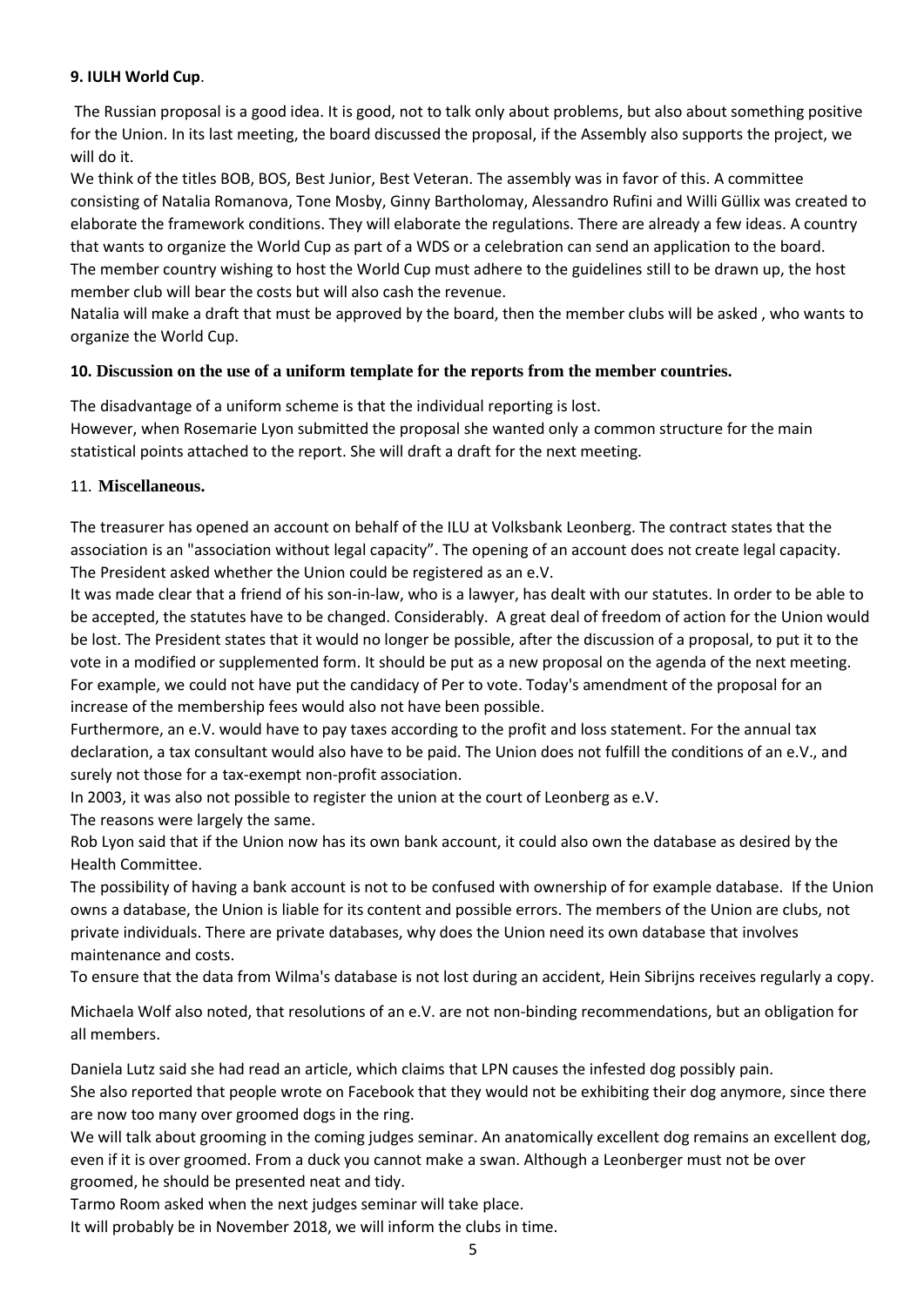**9. IULH World Cup**.

The Russian proposal is a good idea. It is good, not to talk only about problems, but also about something positive for the Union. In its last meeting, the board discussed the proposal, if the Assembly also supports the project, we will do it.

We think of the titles BOB, BOS, Best Junior, Best Veteran. The assembly was in favor of this. A committee consisting of Natalia Romanova, Tone Mosby, Ginny Bartholomay, Alessandro Rufini and Willi Güllix was created to elaborate the framework conditions. They will elaborate the regulations. There are already a few ideas. A country that wants to organize the World Cup as part of a WDS or a celebration can send an application to the board. The member country wishing to host the World Cup must adhere to the guidelines still to be drawn up, the host member club will bear the costs but will also cash the revenue.

Natalia will make a draft that must be approved by the board, then the member clubs will be asked , who wants to organize the World Cup.

**10. Discussion on the use of a uniform template for the reports from the member countries.**

The disadvantage of a uniform scheme is that the individual reporting is lost.

However, when Rosemarie Lyon submitted the proposal she wanted only a common structure for the main statistical points attached to the report. She will draft a draft for the next meeting.

11. **Miscellaneous.**

The treasurer has opened an account on behalf of the ILU at Volksbank Leonberg. The contract states that the association is an "association without legal capacity". The opening of an account does not create legal capacity. The President asked whether the Union could be registered as an e.V.

It was made clear that a friend of his son-in-law, who is a lawyer, has dealt with our statutes. In order to be able to be accepted, the statutes have to be changed. Considerably. A great deal of freedom of action for the Union would be lost. The President states that it would no longer be possible, after the discussion of a proposal, to put it to the vote in a modified or supplemented form. It should be put as a new proposal on the agenda of the next meeting. For example, we could not have put the candidacy of Per to vote. Today's amendment of the proposal for an increase of the membership fees would also not have been possible.

Furthermore, an e.V. would have to pay taxes according to the profit and loss statement. For the annual tax declaration, a tax consultant would also have to be paid. The Union does not fulfill the conditions of an e.V., and surely not those for a tax-exempt non-profit association.

In 2003, it was also not possible to register the union at the court of Leonberg as e.V.

The reasons were largely the same.

Rob Lyon said that if the Union now has its own bank account, it could also own the database as desired by the Health Committee.

The possibility of having a bank account is not to be confused with ownership of for example database. If the Union owns a database, the Union is liable for its content and possible errors. The members of the Union are clubs, not private individuals. There are private databases, why does the Union need its own database that involves maintenance and costs.

To ensure that the data from Wilma's database is not lost during an accident, Hein Sibrijns receives regularly a copy.

Michaela Wolf also noted, that resolutions of an e.V. are not non-binding recommendations, but an obligation for all members.

Daniela Lutz said she had read an article, which claims that LPN causes the infested dog possibly pain.

She also reported that people wrote on Facebook that they would not be exhibiting their dog anymore, since there are now too many over groomed dogs in the ring.

We will talk about grooming in the coming judges seminar. An anatomically excellent dog remains an excellent dog, even if it is over groomed. From a duck you cannot make a swan. Although a Leonberger must not be over groomed, he should be presented neat and tidy.

Tarmo Room asked when the next judges seminar will take place.

It will probably be in November 2018, we will inform the clubs in time.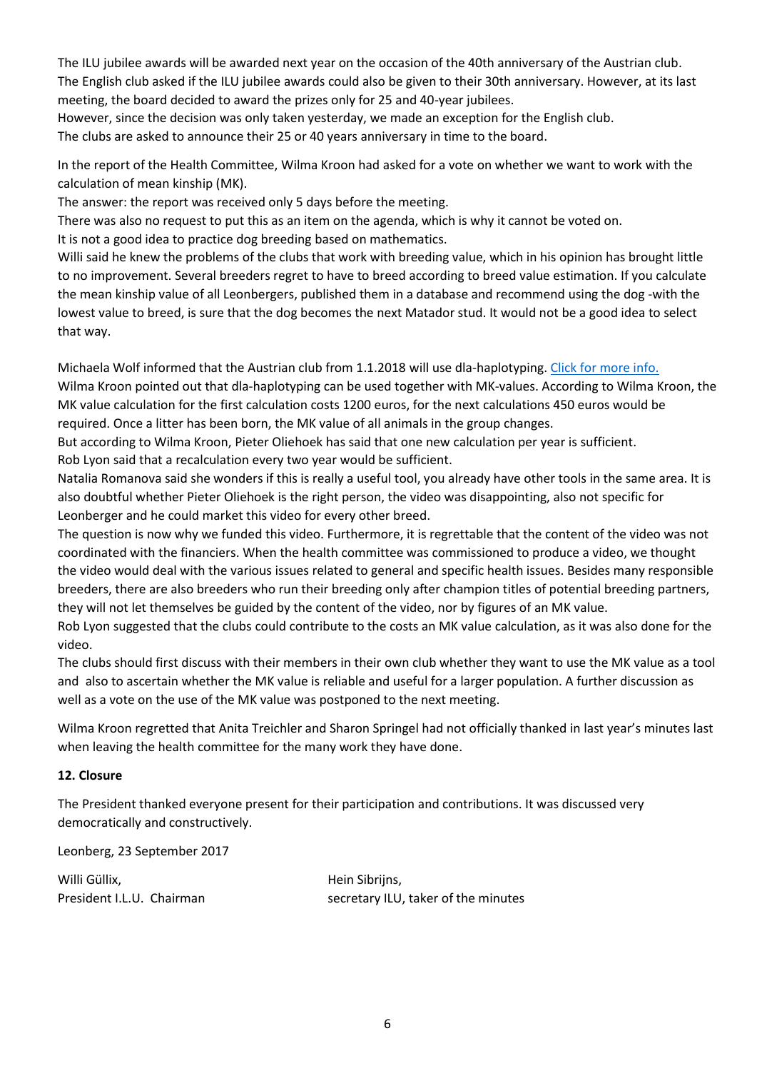The ILU jubilee awards will be awarded next year on the occasion of the 40th anniversary of the Austrian club. The English club asked if the ILU jubilee awards could also be given to their 30th anniversary. However, at its last meeting, the board decided to award the prizes only for 25 and 40-year jubilees.
However, since the decision was only taken yesterday, we made an exception for the English club.
The clubs are asked to announce their 25 or 40 years anniversary in time to the board.

In the report of the Health Committee, Wilma Kroon had asked for a vote on whether we want to work with the calculation of mean kinship (MK).
The answer: the report was received only 5 days before the meeting.
There was also no request to put this as an item on the agenda, which is why it cannot be voted on.
It is not a good idea to practice dog breeding based on mathematics.
Willi said he knew the problems of the clubs that work with breeding value, which in his opinion has brought little to no improvement. Several breeders regret to have to breed according to breed value estimation. If you calculate the mean kinship value of all Leonbergers, published them in a database and recommend using the dog -with the lowest value to breed, is sure that the dog becomes the next Matador stud. It would not be a good idea to select that way.

Michaela Wolf informed that the Austrian club from 1.1.2018 will use dla-haplotyping. Click for more info.
Wilma Kroon pointed out that dla-haplotyping can be used together with MK-values. According to Wilma Kroon, the MK value calculation for the first calculation costs 1200 euros, for the next calculations 450 euros would be required. Once a litter has been born, the MK value of all animals in the group changes.
But according to Wilma Kroon, Pieter Oliehoek has said that one new calculation per year is sufficient.
Rob Lyon said that a recalculation every two year would be sufficient.
Natalia Romanova said she wonders if this is really a useful tool, you already have other tools in the same area. It is also doubtful whether Pieter Oliehoek is the right person, the video was disappointing, also not specific for Leonberger and he could market this video for every other breed.
The question is now why we funded this video. Furthermore, it is regrettable that the content of the video was not coordinated with the financiers. When the health committee was commissioned to produce a video, we thought the video would deal with the various issues related to general and specific health issues. Besides many responsible breeders, there are also breeders who run their breeding only after champion titles of potential breeding partners, they will not let themselves be guided by the content of the video, nor by figures of an MK value.
Rob Lyon suggested that the clubs could contribute to the costs an MK value calculation, as it was also done for the video.
The clubs should first discuss with their members in their own club whether they want to use the MK value as a tool and also to ascertain whether the MK value is reliable and useful for a larger population. A further discussion as well as a vote on the use of the MK value was postponed to the next meeting.

Wilma Kroon regretted that Anita Treichler and Sharon Springel had not officially thanked in last year's minutes last when leaving the health committee for the many work they have done.

**12. Closure**

The President thanked everyone present for their participation and contributions. It was discussed very democratically and constructively.

Leonberg, 23 September 2017

| | |
|---|---|
| Willi Güllix, | Hein Sibrijns, |
| President I.L.U. Chairman | secretary ILU, taker of the minutes |